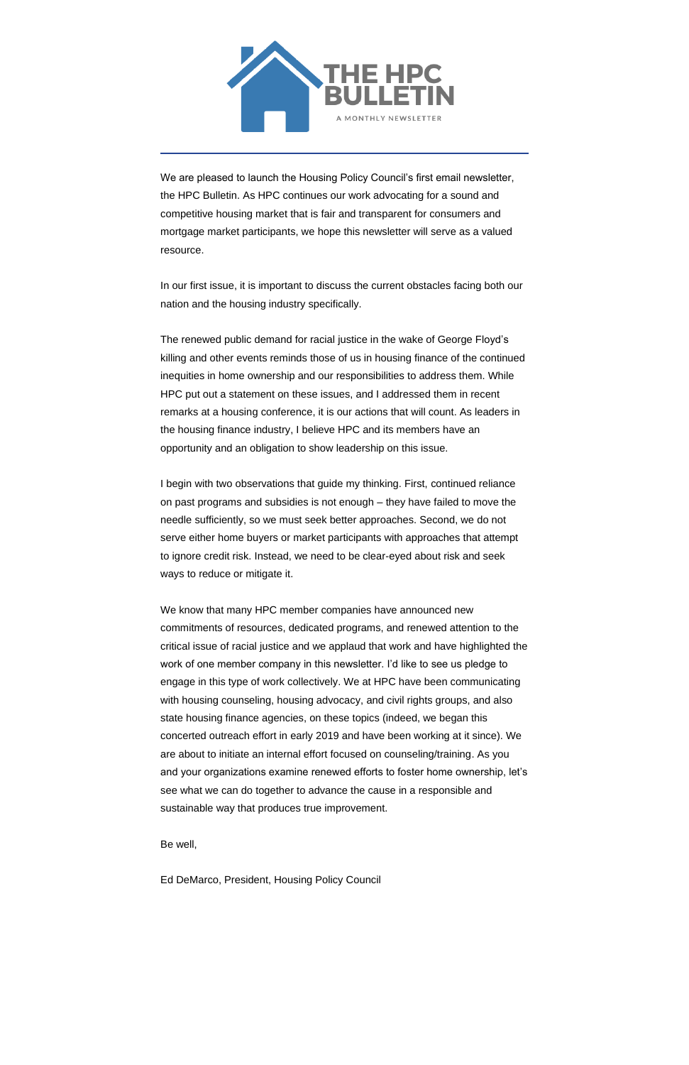# THE HPC BULLETIN

A MONTHLY NEWSLETTER

---

We are pleased to launch the Housing Policy Council's first email newsletter, the HPC Bulletin. As HPC continues our work advocating for a sound and competitive housing market that is fair and transparent for consumers and mortgage market participants, we hope this newsletter will serve as a valued resource.

In our first issue, it is important to discuss the current obstacles facing both our nation and the housing industry specifically.

The renewed public demand for racial justice in the wake of George Floyd's killing and other events reminds those of us in housing finance of the continued inequities in home ownership and our responsibilities to address them. While HPC put out a statement on these issues, and I addressed them in recent remarks at a housing conference, it is our actions that will count. As leaders in the housing finance industry, I believe HPC and its members have an opportunity and an obligation to show leadership on this issue.

I begin with two observations that guide my thinking. First, continued reliance on past programs and subsidies is not enough – they have failed to move the needle sufficiently, so we must seek better approaches. Second, we do not serve either home buyers or market participants with approaches that attempt to ignore credit risk. Instead, we need to be clear-eyed about risk and seek ways to reduce or mitigate it.

We know that many HPC member companies have announced new commitments of resources, dedicated programs, and renewed attention to the critical issue of racial justice and we applaud that work and have highlighted the work of one member company in this newsletter. I'd like to see us pledge to engage in this type of work collectively. We at HPC have been communicating with housing counseling, housing advocacy, and civil rights groups, and also state housing finance agencies, on these topics (indeed, we began this concerted outreach effort in early 2019 and have been working at it since). We are about to initiate an internal effort focused on counseling/training. As you and your organizations examine renewed efforts to foster home ownership, let's see what we can do together to advance the cause in a responsible and sustainable way that produces true improvement.

Be well,

Ed DeMarco, President, Housing Policy Council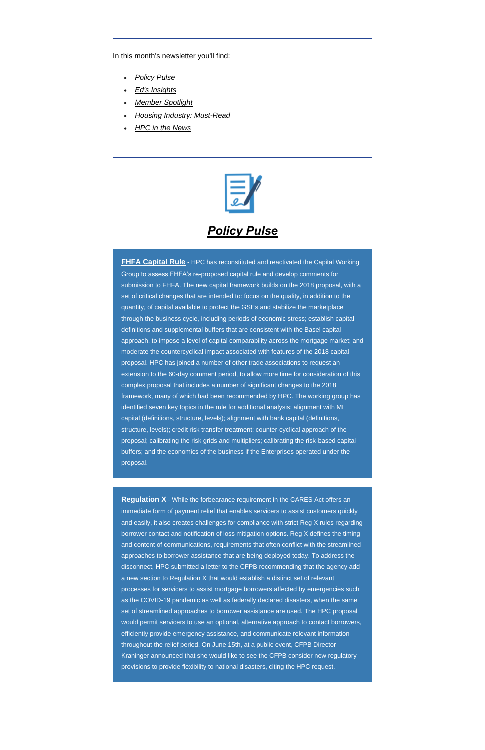In this month's newsletter you'll find:

- *Policy Pulse*
- *Ed's Insights*
- *Member Spotlight*
- *Housing Industry: Must-Read*
- *HPC in the News*

## *Policy Pulse*

**FHFA Capital Rule** - HPC has reconstituted and reactivated the Capital Working Group to assess FHFA's re-proposed capital rule and develop comments for submission to FHFA. The new capital framework builds on the 2018 proposal, with a set of critical changes that are intended to: focus on the quality, in addition to the quantity, of capital available to protect the GSEs and stabilize the marketplace through the business cycle, including periods of economic stress; establish capital definitions and supplemental buffers that are consistent with the Basel capital approach, to impose a level of capital comparability across the mortgage market; and moderate the countercyclical impact associated with features of the 2018 capital proposal. HPC has joined a number of other trade associations to request an extension to the 60-day comment period, to allow more time for consideration of this complex proposal that includes a number of significant changes to the 2018 framework, many of which had been recommended by HPC. The working group has identified seven key topics in the rule for additional analysis: alignment with MI capital (definitions, structure, levels); alignment with bank capital (definitions, structure, levels); credit risk transfer treatment; counter-cyclical approach of the proposal; calibrating the risk grids and multipliers; calibrating the risk-based capital buffers; and the economics of the business if the Enterprises operated under the proposal.

**Regulation X** - While the forbearance requirement in the CARES Act offers an immediate form of payment relief that enables servicers to assist customers quickly and easily, it also creates challenges for compliance with strict Reg X rules regarding borrower contact and notification of loss mitigation options. Reg X defines the timing and content of communications, requirements that often conflict with the streamlined approaches to borrower assistance that are being deployed today. To address the disconnect, HPC submitted a letter to the CFPB recommending that the agency add a new section to Regulation X that would establish a distinct set of relevant processes for servicers to assist mortgage borrowers affected by emergencies such as the COVID-19 pandemic as well as federally declared disasters, when the same set of streamlined approaches to borrower assistance are used. The HPC proposal would permit servicers to use an optional, alternative approach to contact borrowers, efficiently provide emergency assistance, and communicate relevant information throughout the relief period. On June 15th, at a public event, CFPB Director Kraninger announced that she would like to see the CFPB consider new regulatory provisions to provide flexibility to national disasters, citing the HPC request.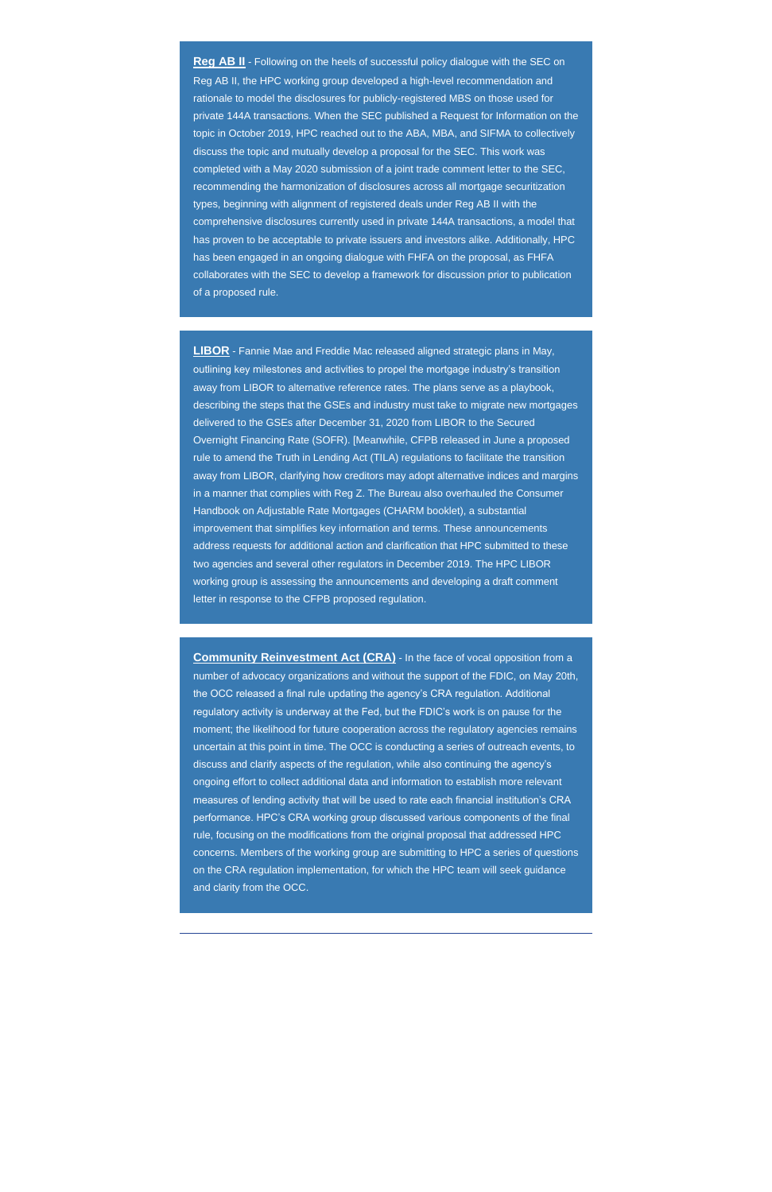**Reg AB II** - Following on the heels of successful policy dialogue with the SEC on Reg AB II, the HPC working group developed a high-level recommendation and rationale to model the disclosures for publicly-registered MBS on those used for private 144A transactions. When the SEC published a Request for Information on the topic in October 2019, HPC reached out to the ABA, MBA, and SIFMA to collectively discuss the topic and mutually develop a proposal for the SEC. This work was completed with a May 2020 submission of a joint trade comment letter to the SEC, recommending the harmonization of disclosures across all mortgage securitization types, beginning with alignment of registered deals under Reg AB II with the comprehensive disclosures currently used in private 144A transactions, a model that has proven to be acceptable to private issuers and investors alike. Additionally, HPC has been engaged in an ongoing dialogue with FHFA on the proposal, as FHFA collaborates with the SEC to develop a framework for discussion prior to publication of a proposed rule.

**LIBOR** - Fannie Mae and Freddie Mac released aligned strategic plans in May, outlining key milestones and activities to propel the mortgage industry's transition away from LIBOR to alternative reference rates. The plans serve as a playbook, describing the steps that the GSEs and industry must take to migrate new mortgages delivered to the GSEs after December 31, 2020 from LIBOR to the Secured Overnight Financing Rate (SOFR). [Meanwhile, CFPB released in June a proposed rule to amend the Truth in Lending Act (TILA) regulations to facilitate the transition away from LIBOR, clarifying how creditors may adopt alternative indices and margins in a manner that complies with Reg Z. The Bureau also overhauled the Consumer Handbook on Adjustable Rate Mortgages (CHARM booklet), a substantial improvement that simplifies key information and terms. These announcements address requests for additional action and clarification that HPC submitted to these two agencies and several other regulators in December 2019. The HPC LIBOR working group is assessing the announcements and developing a draft comment letter in response to the CFPB proposed regulation.

**Community Reinvestment Act (CRA)** - In the face of vocal opposition from a number of advocacy organizations and without the support of the FDIC, on May 20th, the OCC released a final rule updating the agency's CRA regulation. Additional regulatory activity is underway at the Fed, but the FDIC's work is on pause for the moment; the likelihood for future cooperation across the regulatory agencies remains uncertain at this point in time. The OCC is conducting a series of outreach events, to discuss and clarify aspects of the regulation, while also continuing the agency's ongoing effort to collect additional data and information to establish more relevant measures of lending activity that will be used to rate each financial institution's CRA performance. HPC's CRA working group discussed various components of the final rule, focusing on the modifications from the original proposal that addressed HPC concerns. Members of the working group are submitting to HPC a series of questions on the CRA regulation implementation, for which the HPC team will seek guidance and clarity from the OCC.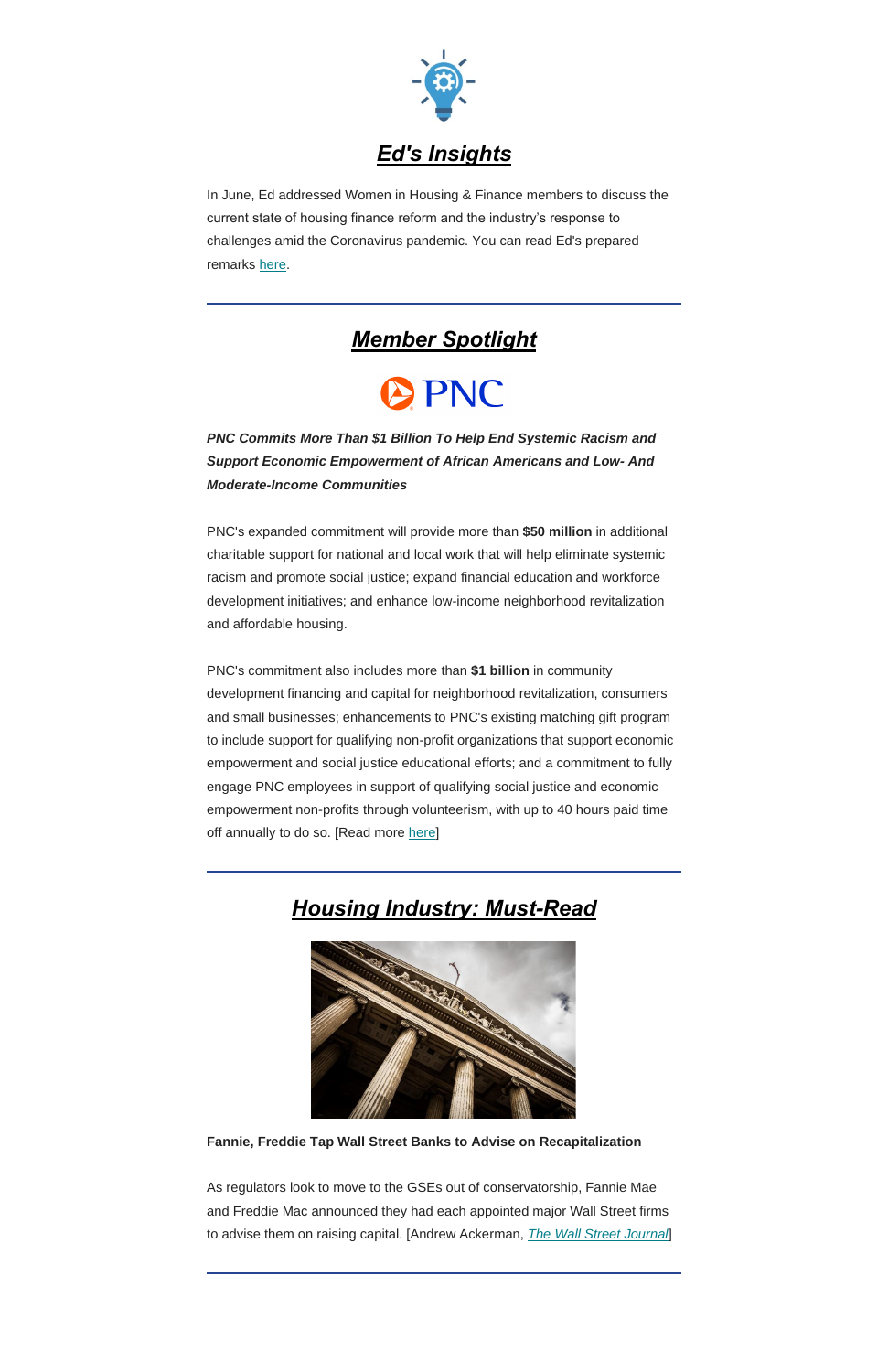## ***Ed's Insights***

In June, Ed addressed Women in Housing & Finance members to discuss the current state of housing finance reform and the industry's response to challenges amid the Coronavirus pandemic. You can read Ed's prepared remarks here.

---

## ***Member Spotlight***

PNC

***PNC Commits More Than $1 Billion To Help End Systemic Racism and Support Economic Empowerment of African Americans and Low- And Moderate-Income Communities***

PNC's expanded commitment will provide more than **$50 million** in additional charitable support for national and local work that will help eliminate systemic racism and promote social justice; expand financial education and workforce development initiatives; and enhance low-income neighborhood revitalization and affordable housing.

PNC's commitment also includes more than **$1 billion** in community development financing and capital for neighborhood revitalization, consumers and small businesses; enhancements to PNC's existing matching gift program to include support for qualifying non-profit organizations that support economic empowerment and social justice educational efforts; and a commitment to fully engage PNC employees in support of qualifying social justice and economic empowerment non-profits through volunteerism, with up to 40 hours paid time off annually to do so. [Read more here]

---

## ***Housing Industry: Must-Read***

**Fannie, Freddie Tap Wall Street Banks to Advise on Recapitalization**

As regulators look to move to the GSEs out of conservatorship, Fannie Mae and Freddie Mac announced they had each appointed major Wall Street firms to advise them on raising capital. [Andrew Ackerman, *The Wall Street Journal*]

---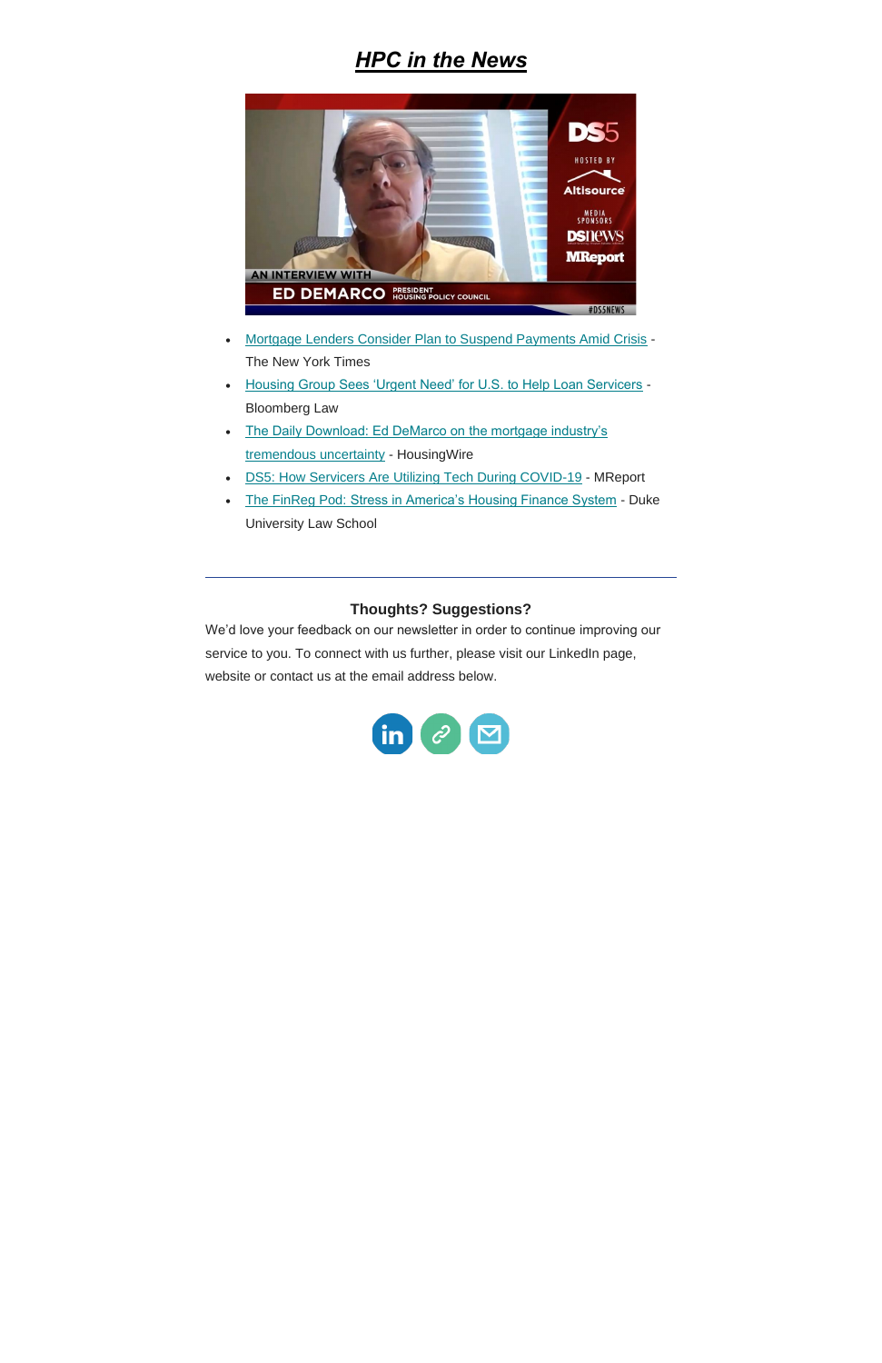## ***HPC in the News***

- Mortgage Lenders Consider Plan to Suspend Payments Amid Crisis - The New York Times
- Housing Group Sees 'Urgent Need' for U.S. to Help Loan Servicers - Bloomberg Law
- The Daily Download: Ed DeMarco on the mortgage industry's tremendous uncertainty - HousingWire
- DS5: How Servicers Are Utilizing Tech During COVID-19 - MReport
- The FinReg Pod: Stress in America's Housing Finance System - Duke University Law School

---

### Thoughts? Suggestions?

We'd love your feedback on our newsletter in order to continue improving our service to you. To connect with us further, please visit our LinkedIn page, website or contact us at the email address below.